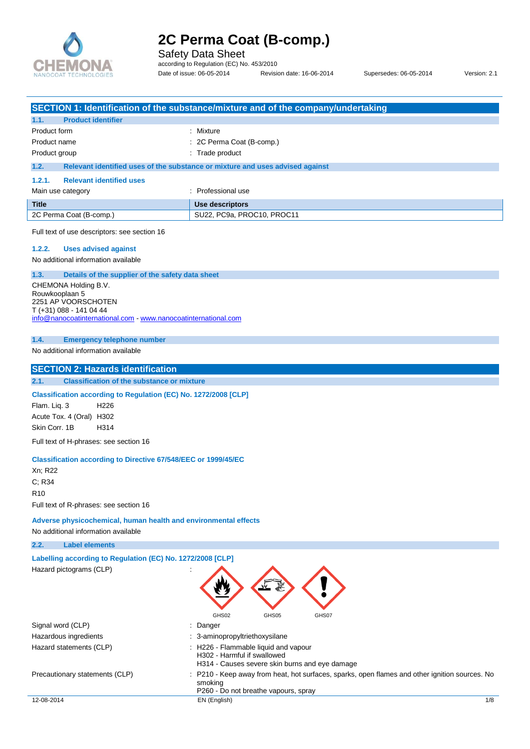# 2C Perma Coat (B-comp.)

Safety Data Sheet

according to Regulation (EC) No. 453/2010

Date of issue: 06-05-2014 Revision date: 16-06-2014 Supersedes: 06-05-2014 Version: 2.1

## SECTION 1: Identification of the substance/mixture and of the company/undertaking

### 1.1. Product identifier

Product form : Mixture

Product name : 2C Perma Coat (B-comp.)

Product group : Trade product

### 1.2. Relevant identified uses of the substance or mixture and uses advised against

#### 1.2.1. Relevant identified uses

Main use category : Professional use

| Title | Use descriptors |
|---|---|
| 2C Perma Coat (B-comp.) | SU22, PC9a, PROC10, PROC11 |

Full text of use descriptors: see section 16

#### 1.2.2. Uses advised against

No additional information available

### 1.3. Details of the supplier of the safety data sheet

CHEMONA Holding B.V.
Rouwkooplaan 5
2251 AP VOORSCHOTEN
T (+31) 088 - 141 04 44
info@nanocoatinternational.com - www.nanocoatinternational.com

### 1.4. Emergency telephone number

No additional information available

## SECTION 2: Hazards identification

### 2.1. Classification of the substance or mixture

**Classification according to Regulation (EC) No. 1272/2008 [CLP]**

Flam. Liq. 3 H226
Acute Tox. 4 (Oral) H302
Skin Corr. 1B H314

Full text of H-phrases: see section 16

**Classification according to Directive 67/548/EEC or 1999/45/EC**

Xn; R22
C; R34
R10

Full text of R-phrases: see section 16

**Adverse physicochemical, human health and environmental effects**

No additional information available

### 2.2. Label elements

**Labelling according to Regulation (EC) No. 1272/2008 [CLP]**

Hazard pictograms (CLP) : GHS02 GHS05 GHS07

Signal word (CLP) : Danger

Hazardous ingredients : 3-aminopropyltriethoxysilane

Hazard statements (CLP) : H226 - Flammable liquid and vapour
H302 - Harmful if swallowed
H314 - Causes severe skin burns and eye damage

Precautionary statements (CLP) : P210 - Keep away from heat, hot surfaces, sparks, open flames and other ignition sources. No smoking
P260 - Do not breathe vapours, spray

12-08-2014 EN (English)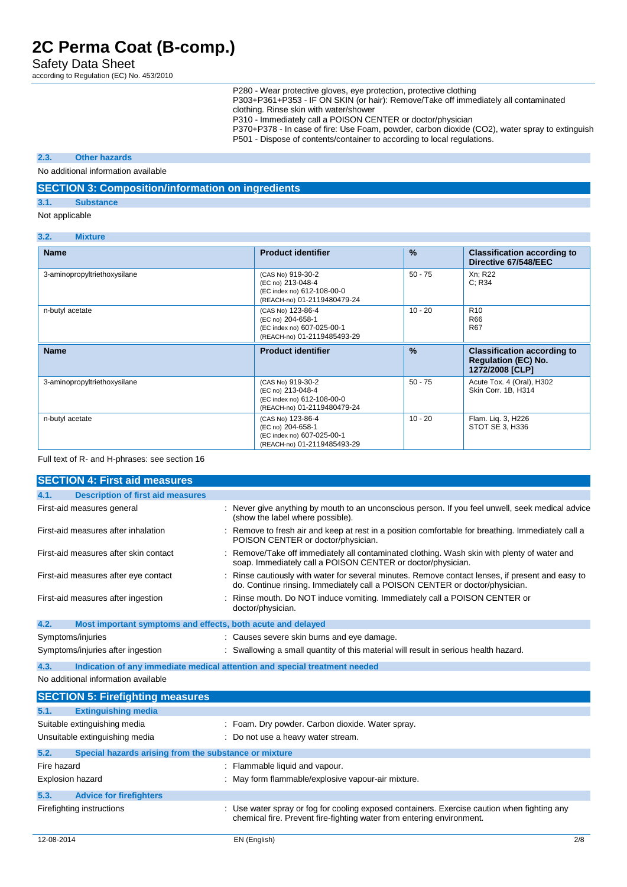P280 - Wear protective gloves, eye protection, protective clothing
P303+P361+P353 - IF ON SKIN (or hair): Remove/Take off immediately all contaminated clothing. Rinse skin with water/shower
P310 - Immediately call a POISON CENTER or doctor/physician
P370+P378 - In case of fire: Use Foam, powder, carbon dioxide ($CO_2$), water spray to extinguish
P501 - Dispose of contents/container to according to local regulations.

### 2.3. Other hazards

No additional information available

## SECTION 3: Composition/information on ingredients

### 3.1. Substance

Not applicable

### 3.2. Mixture

| Name | Product identifier | % | Classification according to Directive 67/548/EEC |
|---|---|---|---|
| 3-aminopropyltriethoxysilane | (CAS No) 919-30-2<br>(EC no) 213-048-4<br>(EC index no) 612-108-00-0<br>(REACH-no) 01-2119480479-24 | 50 - 75 | Xn; R22<br>C; R34 |
| n-butyl acetate | (CAS No) 123-86-4<br>(EC no) 204-658-1<br>(EC index no) 607-025-00-1<br>(REACH-no) 01-2119485493-29 | 10 - 20 | R10<br>R66<br>R67 |
| **Name** | **Product identifier** | **%** | **Classification according to Regulation (EC) No. 1272/2008 [CLP]** |
| 3-aminopropyltriethoxysilane | (CAS No) 919-30-2<br>(EC no) 213-048-4<br>(EC index no) 612-108-00-0<br>(REACH-no) 01-2119480479-24 | 50 - 75 | Acute Tox. 4 (Oral), H302<br>Skin Corr. 1B, H314 |
| n-butyl acetate | (CAS No) 123-86-4<br>(EC no) 204-658-1<br>(EC index no) 607-025-00-1<br>(REACH-no) 01-2119485493-29 | 10 - 20 | Flam. Liq. 3, H226<br>STOT SE 3, H336 |

Full text of R- and H-phrases: see section 16

## SECTION 4: First aid measures

### 4.1. Description of first aid measures

First-aid measures general : Never give anything by mouth to an unconscious person. If you feel unwell, seek medical advice (show the label where possible).

First-aid measures after inhalation : Remove to fresh air and keep at rest in a position comfortable for breathing. Immediately call a POISON CENTER or doctor/physician.

First-aid measures after skin contact : Remove/Take off immediately all contaminated clothing. Wash skin with plenty of water and soap. Immediately call a POISON CENTER or doctor/physician.

First-aid measures after eye contact : Rinse cautiously with water for several minutes. Remove contact lenses, if present and easy to do. Continue rinsing. Immediately call a POISON CENTER or doctor/physician.

First-aid measures after ingestion : Rinse mouth. Do NOT induce vomiting. Immediately call a POISON CENTER or doctor/physician.

### 4.2. Most important symptoms and effects, both acute and delayed

Symptoms/injuries : Causes severe skin burns and eye damage.

Symptoms/injuries after ingestion : Swallowing a small quantity of this material will result in serious health hazard.

### 4.3. Indication of any immediate medical attention and special treatment needed

No additional information available

## SECTION 5: Firefighting measures

### 5.1. Extinguishing media

Suitable extinguishing media : Foam. Dry powder. Carbon dioxide. Water spray.

Unsuitable extinguishing media : Do not use a heavy water stream.

### 5.2. Special hazards arising from the substance or mixture

Fire hazard : Flammable liquid and vapour.

Explosion hazard : May form flammable/explosive vapour-air mixture.

### 5.3. Advice for firefighters

Firefighting instructions : Use water spray or fog for cooling exposed containers. Exercise caution when fighting any chemical fire. Prevent fire-fighting water from entering environment.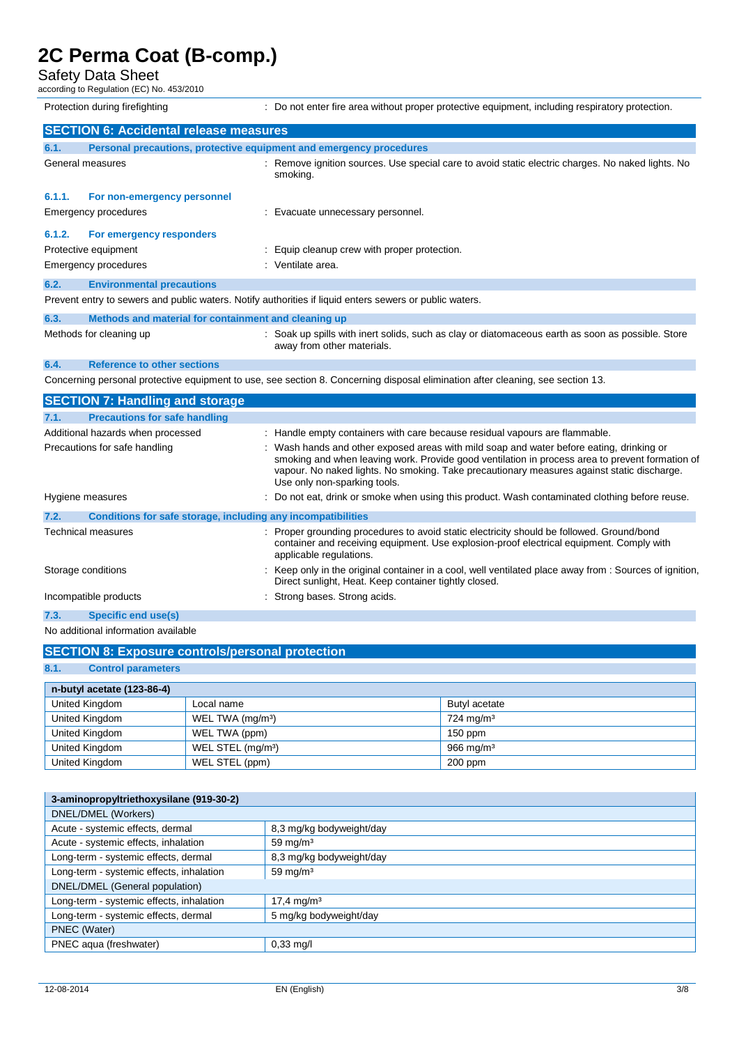| | |
|---|---|
| Protection during firefighting | : Do not enter fire area without proper protective equipment, including respiratory protection. |

## SECTION 6: Accidental release measures

### 6.1. Personal precautions, protective equipment and emergency procedures

| | |
|---|---|
| General measures | : Remove ignition sources. Use special care to avoid static electric charges. No naked lights. No smoking. |

#### 6.1.1. For non-emergency personnel

| | |
|---|---|
| Emergency procedures | : Evacuate unnecessary personnel. |

#### 6.1.2. For emergency responders

| | |
|---|---|
| Protective equipment | : Equip cleanup crew with proper protection. |
| Emergency procedures | : Ventilate area. |

### 6.2. Environmental precautions

Prevent entry to sewers and public waters. Notify authorities if liquid enters sewers or public waters.

### 6.3. Methods and material for containment and cleaning up

| | |
|---|---|
| Methods for cleaning up | : Soak up spills with inert solids, such as clay or diatomaceous earth as soon as possible. Store away from other materials. |

### 6.4. Reference to other sections

Concerning personal protective equipment to use, see section 8. Concerning disposal elimination after cleaning, see section 13.

## SECTION 7: Handling and storage

### 7.1. Precautions for safe handling

| | |
|---|---|
| Additional hazards when processed | : Handle empty containers with care because residual vapours are flammable. |
| Precautions for safe handling | : Wash hands and other exposed areas with mild soap and water before eating, drinking or smoking and when leaving work. Provide good ventilation in process area to prevent formation of vapour. No naked lights. No smoking. Take precautionary measures against static discharge. Use only non-sparking tools. |
| Hygiene measures | : Do not eat, drink or smoke when using this product. Wash contaminated clothing before reuse. |

### 7.2. Conditions for safe storage, including any incompatibilities

| | |
|---|---|
| Technical measures | : Proper grounding procedures to avoid static electricity should be followed. Ground/bond container and receiving equipment. Use explosion-proof electrical equipment. Comply with applicable regulations. |
| Storage conditions | : Keep only in the original container in a cool, well ventilated place away from : Sources of ignition, Direct sunlight, Heat. Keep container tightly closed. |
| Incompatible products | : Strong bases. Strong acids. |

### 7.3. Specific end use(s)

No additional information available

## SECTION 8: Exposure controls/personal protection

### 8.1. Control parameters

| n-butyl acetate (123-86-4) | | |
|---|---|---|
| United Kingdom | Local name | Butyl acetate |
| United Kingdom | WEL TWA (mg/m³) | 724 mg/m³ |
| United Kingdom | WEL TWA (ppm) | 150 ppm |
| United Kingdom | WEL STEL (mg/m³) | 966 mg/m³ |
| United Kingdom | WEL STEL (ppm) | 200 ppm |

| 3-aminopropyltriethoxysilane (919-30-2) | |
|---|---|
| DNEL/DMEL (Workers) | |
| Acute - systemic effects, dermal | 8,3 mg/kg bodyweight/day |
| Acute - systemic effects, inhalation | 59 mg/m³ |
| Long-term - systemic effects, dermal | 8,3 mg/kg bodyweight/day |
| Long-term - systemic effects, inhalation | 59 mg/m³ |
| DNEL/DMEL (General population) | |
| Long-term - systemic effects, inhalation | 17,4 mg/m³ |
| Long-term - systemic effects, dermal | 5 mg/kg bodyweight/day |
| PNEC (Water) | |
| PNEC aqua (freshwater) | 0,33 mg/l |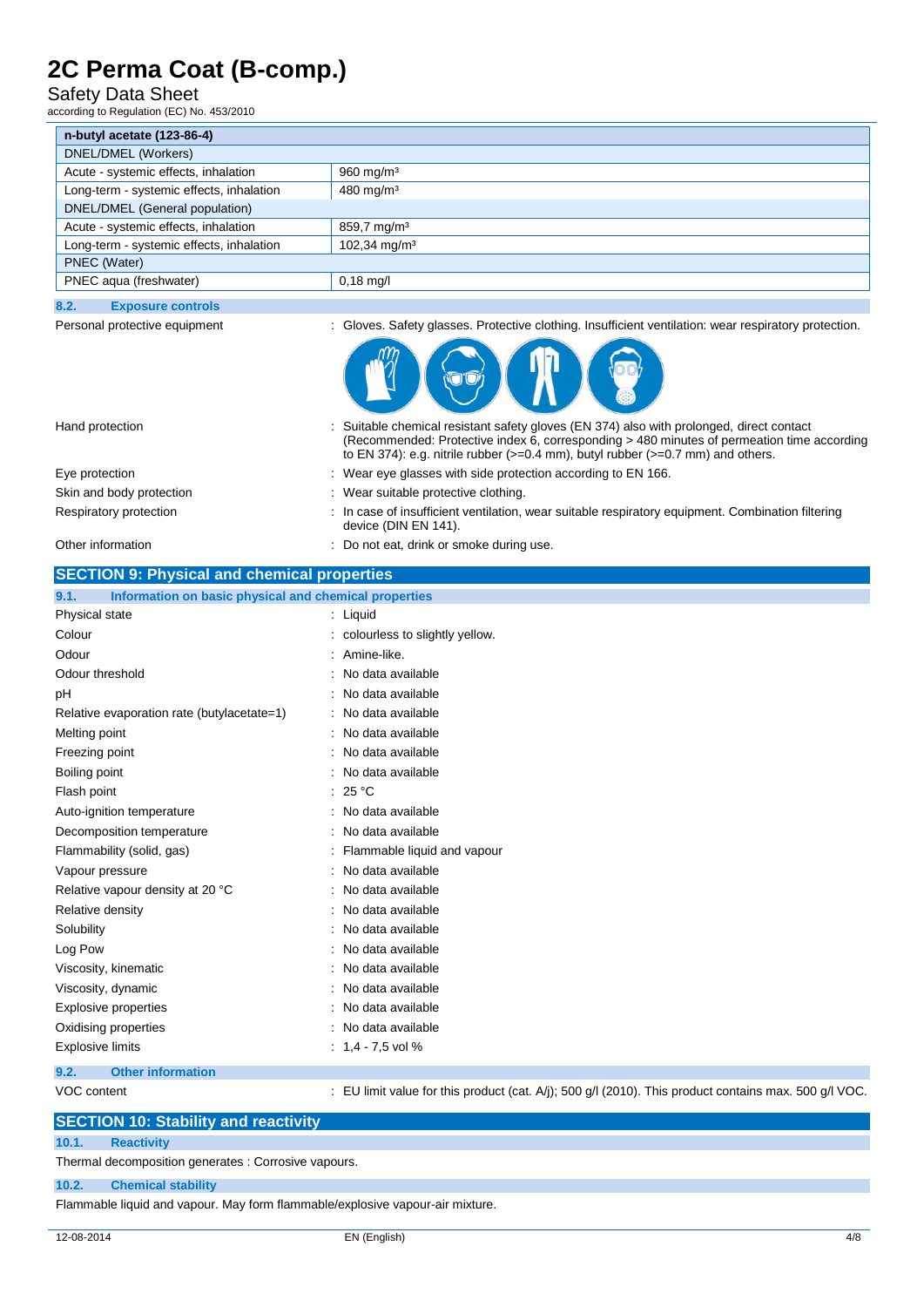| n-butyl acetate (123-86-4) | |
|---|---|
| DNEL/DMEL (Workers) | |
| Acute - systemic effects, inhalation | 960 mg/m³ |
| Long-term - systemic effects, inhalation | 480 mg/m³ |
| DNEL/DMEL (General population) | |
| Acute - systemic effects, inhalation | 859,7 mg/m³ |
| Long-term - systemic effects, inhalation | 102,34 mg/m³ |
| PNEC (Water) | |
| PNEC aqua (freshwater) | 0,18 mg/l |

### 8.2. Exposure controls

Personal protective equipment : Gloves. Safety glasses. Protective clothing. Insufficient ventilation: wear respiratory protection.

Hand protection : Suitable chemical resistant safety gloves (EN 374) also with prolonged, direct contact (Recommended: Protective index 6, corresponding > 480 minutes of permeation time according to EN 374): e.g. nitrile rubber (>=0.4 mm), butyl rubber (>=0.7 mm) and others.

Eye protection : Wear eye glasses with side protection according to EN 166.

Skin and body protection : Wear suitable protective clothing.

Respiratory protection : In case of insufficient ventilation, wear suitable respiratory equipment. Combination filtering device (DIN EN 141).

Other information : Do not eat, drink or smoke during use.

## SECTION 9: Physical and chemical properties

### 9.1. Information on basic physical and chemical properties

Physical state : Liquid

Colour : colourless to slightly yellow.

Odour : Amine-like.

Odour threshold : No data available

pH : No data available

Relative evaporation rate (butylacetate=1) : No data available

Melting point : No data available

Freezing point : No data available

Boiling point : No data available

Flash point : 25 °C

Auto-ignition temperature : No data available

Decomposition temperature : No data available

Flammability (solid, gas) : Flammable liquid and vapour

Vapour pressure : No data available

Relative vapour density at 20 °C : No data available

Relative density : No data available

Solubility : No data available

Log Pow : No data available

Viscosity, kinematic : No data available

Viscosity, dynamic : No data available

Explosive properties : No data available

Oxidising properties : No data available

Explosive limits : 1,4 - 7,5 vol %

### 9.2. Other information

VOC content : EU limit value for this product (cat. A/j); 500 g/l (2010). This product contains max. 500 g/l VOC.

## SECTION 10: Stability and reactivity

### 10.1. Reactivity

Thermal decomposition generates : Corrosive vapours.

### 10.2. Chemical stability

Flammable liquid and vapour. May form flammable/explosive vapour-air mixture.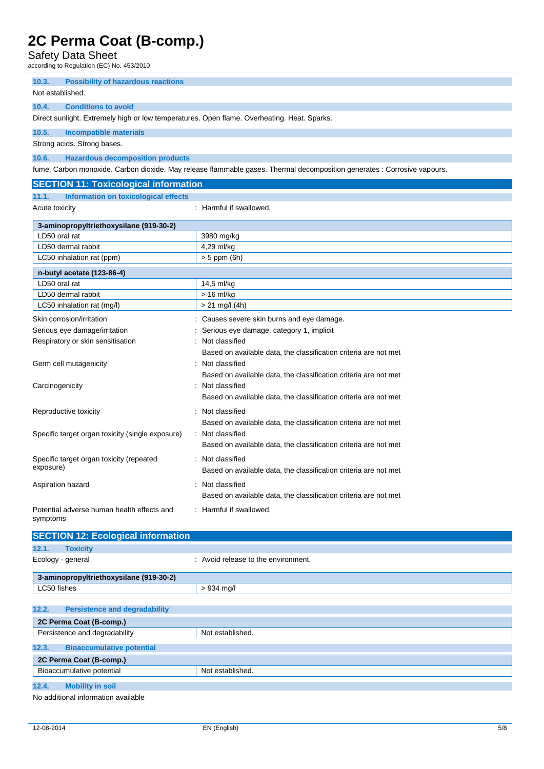### 10.3. Possibility of hazardous reactions

Not established.

### 10.4. Conditions to avoid

Direct sunlight. Extremely high or low temperatures. Open flame. Overheating. Heat. Sparks.

### 10.5. Incompatible materials

Strong acids. Strong bases.

### 10.6. Hazardous decomposition products

fume. Carbon monoxide. Carbon dioxide. May release flammable gases. Thermal decomposition generates : Corrosive vapours.

## SECTION 11: Toxicological information

### 11.1. Information on toxicological effects

Acute toxicity : Harmful if swallowed.

| 3-aminopropyltriethoxysilane (919-30-2) | |
|---|---|
| LD50 oral rat | 3980 mg/kg |
| LD50 dermal rabbit | 4,29 ml/kg |
| LC50 inhalation rat (ppm) | > 5 ppm (6h) |

| n-butyl acetate (123-86-4) | |
|---|---|
| LD50 oral rat | 14,5 ml/kg |
| LD50 dermal rabbit | > 16 ml/kg |
| LC50 inhalation rat (mg/l) | > 21 mg/l (4h) |

Skin corrosion/irritation : Causes severe skin burns and eye damage.

Serious eye damage/irritation : Serious eye damage, category 1, implicit

Respiratory or skin sensitisation : Not classified
Based on available data, the classification criteria are not met

Germ cell mutagenicity : Not classified
Based on available data, the classification criteria are not met

Carcinogenicity : Not classified
Based on available data, the classification criteria are not met

Reproductive toxicity : Not classified
Based on available data, the classification criteria are not met

Specific target organ toxicity (single exposure) : Not classified
Based on available data, the classification criteria are not met

Specific target organ toxicity (repeated exposure) : Not classified
Based on available data, the classification criteria are not met

Aspiration hazard : Not classified
Based on available data, the classification criteria are not met

Potential adverse human health effects and symptoms : Harmful if swallowed.

## SECTION 12: Ecological information

### 12.1. Toxicity

Ecology - general : Avoid release to the environment.

| 3-aminopropyltriethoxysilane (919-30-2) | |
|---|---|
| LC50 fishes | > 934 mg/l |

### 12.2. Persistence and degradability

| 2C Perma Coat (B-comp.) | |
|---|---|
| Persistence and degradability | Not established. |

### 12.3. Bioaccumulative potential

| 2C Perma Coat (B-comp.) | |
|---|---|
| Bioaccumulative potential | Not established. |

### 12.4. Mobility in soil

No additional information available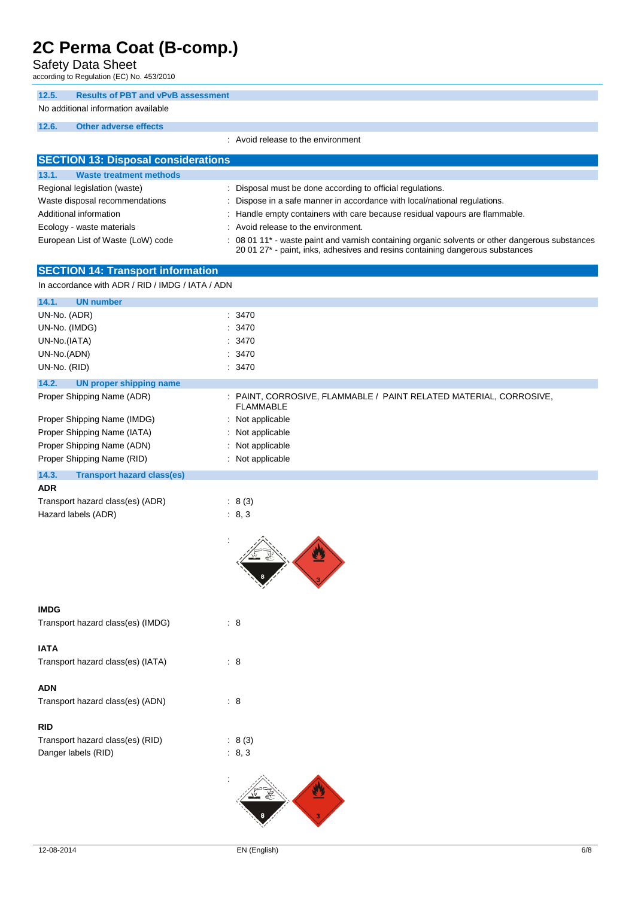### 12.5. Results of PBT and vPvB assessment

No additional information available

### 12.6. Other adverse effects

: Avoid release to the environment

## SECTION 13: Disposal considerations

### 13.1. Waste treatment methods

| | |
|---|---|
| Regional legislation (waste) | : Disposal must be done according to official regulations. |
| Waste disposal recommendations | : Dispose in a safe manner in accordance with local/national regulations. |
| Additional information | : Handle empty containers with care because residual vapours are flammable. |
| Ecology - waste materials | : Avoid release to the environment. |
| European List of Waste (LoW) code | : 08 01 11* - waste paint and varnish containing organic solvents or other dangerous substances 20 01 27* - paint, inks, adhesives and resins containing dangerous substances |

## SECTION 14: Transport information

In accordance with ADR / RID / IMDG / IATA / ADN

### 14.1. UN number

| | |
|---|---|
| UN-No. (ADR) | : 3470 |
| UN-No. (IMDG) | : 3470 |
| UN-No.(IATA) | : 3470 |
| UN-No.(ADN) | : 3470 |
| UN-No. (RID) | : 3470 |

### 14.2. UN proper shipping name

| | |
|---|---|
| Proper Shipping Name (ADR) | : PAINT, CORROSIVE, FLAMMABLE / PAINT RELATED MATERIAL, CORROSIVE, FLAMMABLE |
| Proper Shipping Name (IMDG) | : Not applicable |
| Proper Shipping Name (IATA) | : Not applicable |
| Proper Shipping Name (ADN) | : Not applicable |
| Proper Shipping Name (RID) | : Not applicable |

### 14.3. Transport hazard class(es)

**ADR**

| | |
|---|---|
| Transport hazard class(es) (ADR) | : 8 (3) |
| Hazard labels (ADR) | : 8, 3 |

**IMDG**

| | |
|---|---|
| Transport hazard class(es) (IMDG) | : 8 |

**IATA**

| | |
|---|---|
| Transport hazard class(es) (IATA) | : 8 |

**ADN**

| | |
|---|---|
| Transport hazard class(es) (ADN) | : 8 |

**RID**

| | |
|---|---|
| Transport hazard class(es) (RID) | : 8 (3) |
| Danger labels (RID) | : 8, 3 |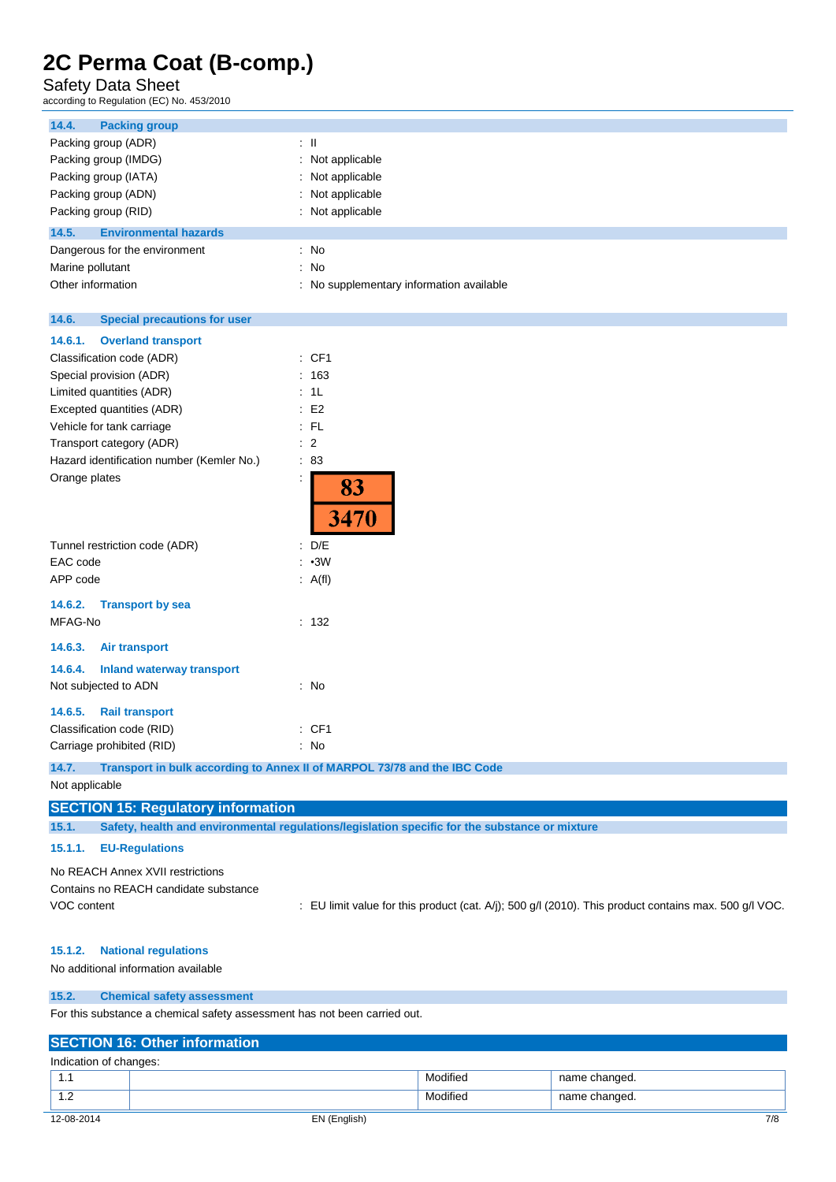### 14.4. Packing group

Packing group (ADR) : II
Packing group (IMDG) : Not applicable
Packing group (IATA) : Not applicable
Packing group (ADN) : Not applicable
Packing group (RID) : Not applicable

### 14.5. Environmental hazards

Dangerous for the environment : No
Marine pollutant : No
Other information : No supplementary information available

### 14.6. Special precautions for user

#### 14.6.1. Overland transport

Classification code (ADR) : CF1
Special provision (ADR) : 163
Limited quantities (ADR) : 1L
Excepted quantities (ADR) : E2
Vehicle for tank carriage : FL
Transport category (ADR) : 2
Hazard identification number (Kemler No.) : 83
Orange plates :

| 83 |
|---|
| 3470 |

Tunnel restriction code (ADR) : D/E
EAC code : •3W
APP code : A(fl)

#### 14.6.2. Transport by sea

MFAG-No : 132

#### 14.6.3. Air transport

#### 14.6.4. Inland waterway transport

Not subjected to ADN : No

#### 14.6.5. Rail transport

Classification code (RID) : CF1
Carriage prohibited (RID) : No

### 14.7. Transport in bulk according to Annex II of MARPOL 73/78 and the IBC Code

Not applicable

## SECTION 15: Regulatory information

### 15.1. Safety, health and environmental regulations/legislation specific for the substance or mixture

#### 15.1.1. EU-Regulations

No REACH Annex XVII restrictions
Contains no REACH candidate substance
VOC content : EU limit value for this product (cat. A/j); 500 g/l (2010). This product contains max. 500 g/l VOC.

#### 15.1.2. National regulations

No additional information available

### 15.2. Chemical safety assessment

For this substance a chemical safety assessment has not been carried out.

## SECTION 16: Other information

Indication of changes:

| | | | |
|---|---|---|---|
| 1.1 | | Modified | name changed. |
| 1.2 | | Modified | name changed. |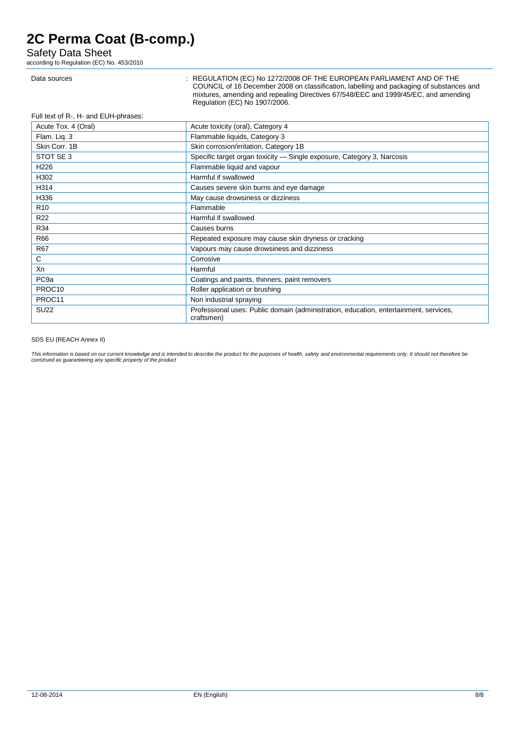Data sources : REGULATION (EC) No 1272/2008 OF THE EUROPEAN PARLIAMENT AND OF THE COUNCIL of 16 December 2008 on classification, labelling and packaging of substances and mixtures, amending and repealing Directives 67/548/EEC and 1999/45/EC, and amending Regulation (EC) No 1907/2006.

Full text of R-, H- and EUH-phrases:

| | |
|---|---|
| Acute Tox. 4 (Oral) | Acute toxicity (oral), Category 4 |
| Flam. Liq. 3 | Flammable liquids, Category 3 |
| Skin Corr. 1B | Skin corrosion/irritation, Category 1B |
| STOT SE 3 | Specific target organ toxicity — Single exposure, Category 3, Narcosis |
| H226 | Flammable liquid and vapour |
| H302 | Harmful if swallowed |
| H314 | Causes severe skin burns and eye damage |
| H336 | May cause drowsiness or dizziness |
| R10 | Flammable |
| R22 | Harmful if swallowed |
| R34 | Causes burns |
| R66 | Repeated exposure may cause skin dryness or cracking |
| R67 | Vapours may cause drowsiness and dizziness |
| C | Corrosive |
| Xn | Harmful |
| PC9a | Coatings and paints, thinners, paint removers |
| PROC10 | Roller application or brushing |
| PROC11 | Non industrial spraying |
| SU22 | Professional uses: Public domain (administration, education, entertainment, services, craftsmen) |

SDS EU (REACH Annex II)

*This information is based on our current knowledge and is intended to describe the product for the purposes of health, safety and environmental requirements only. It should not therefore be construed as guaranteeing any specific property of the product*